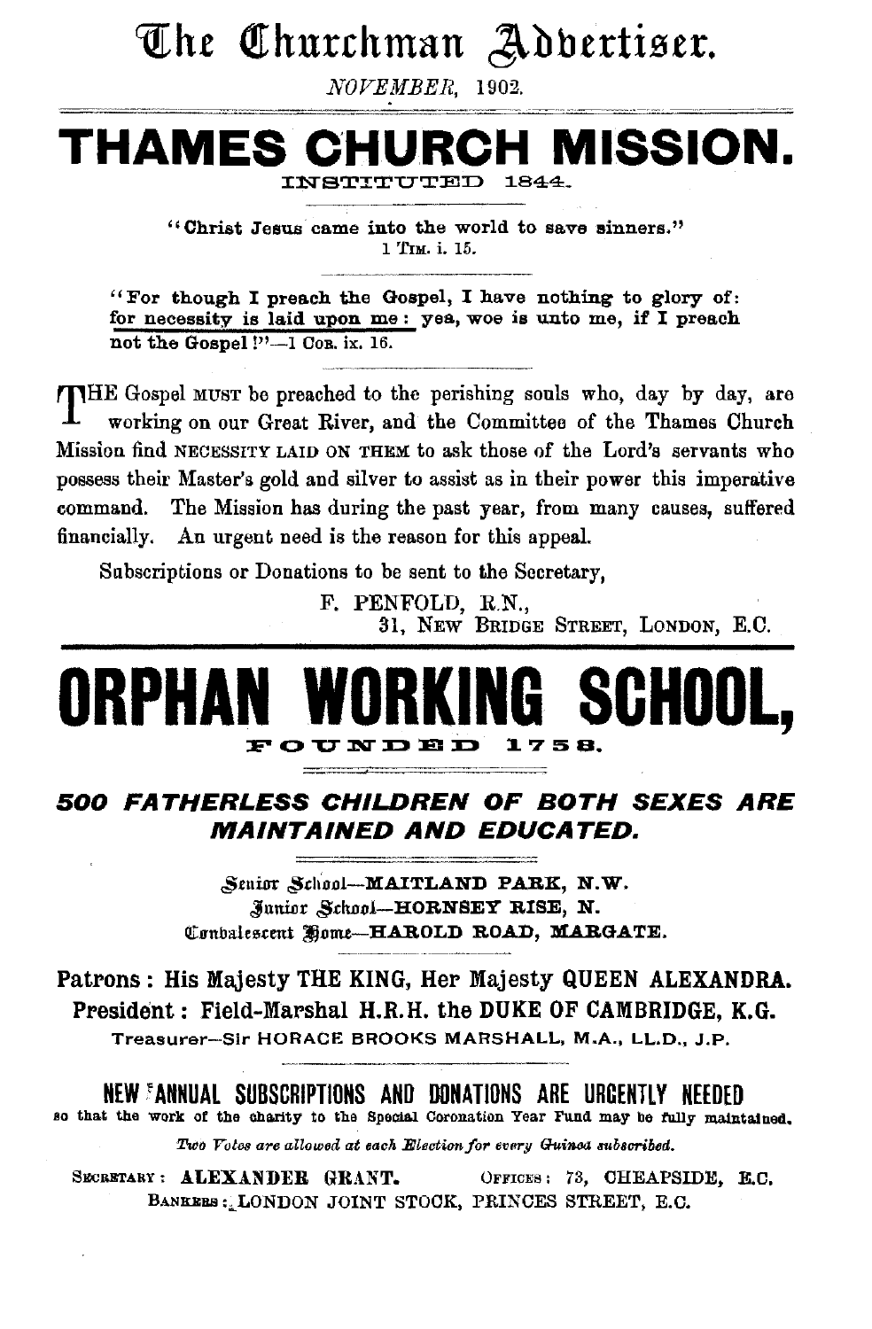# The Churchman Advertiser.

*NOVEMBER*, 1902.

# THAMES CHURCH MISSION.

INSTITUTED 1844.

**"Christ Jesus came into the world to save sinners."**
1 TIM. i. 15.

**"For though I preach the Gospel, I have nothing to glory of: for necessity is laid upon me: yea, woe is unto me, if I preach not the Gospel!"**—1 COR. ix. 16.

THE Gospel MUST be preached to the perishing souls who, day by day, are working on our Great River, and the Committee of the Thames Church Mission find NECESSITY LAID ON THEM to ask those of the Lord's servants who possess their Master's gold and silver to assist as in their power this imperative command. The Mission has during the past year, from many causes, suffered financially. An urgent need is the reason for this appeal.

Subscriptions or Donations to be sent to the Secretary,

F. PENFOLD, R.N.,
31, NEW BRIDGE STREET, LONDON, E.C.

# ORPHAN WORKING SCHOOL,

FOUNDED 1758.

## *500 FATHERLESS CHILDREN OF BOTH SEXES ARE MAINTAINED AND EDUCATED.*

Senior School—**MAITLAND PARK, N.W.**
Junior School—**HORNSEY RISE, N.**
Convalescent Home—**HAROLD ROAD, MARGATE.**

**Patrons: His Majesty THE KING, Her Majesty QUEEN ALEXANDRA.**
**President: Field-Marshal H.R.H. the DUKE OF CAMBRIDGE, K.G.**
Treasurer—Sir HORACE BROOKS MARSHALL, M.A., LL.D., J.P.

**NEW ANNUAL SUBSCRIPTIONS AND DONATIONS ARE URGENTLY NEEDED**
so that the work of the charity to the Special Coronation Year Fund may be fully maintained.

*Two Votes are allowed at each Election for every Guinea subscribed.*

SECRETARY: **ALEXANDER GRANT.** OFFICES: 73, CHEAPSIDE, E.C.
BANKERS: LONDON JOINT STOCK, PRINCES STREET, E.C.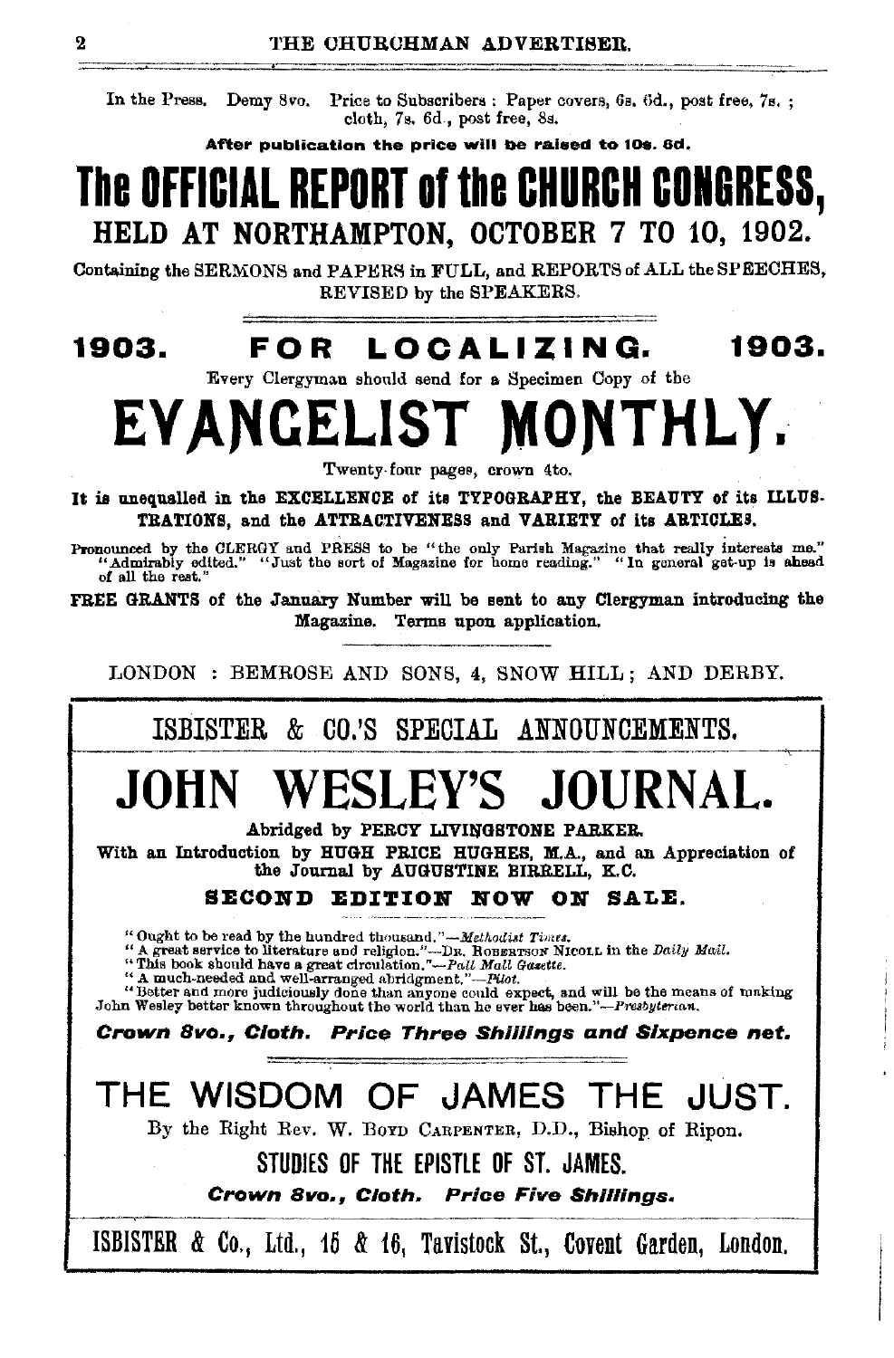In the Press. Demy 8vo. Price to Subscribers: Paper covers, 6s. 6d., post free, 7s.; cloth, 7s. 6d., post free, 8s.

**After publication the price will be raised to 10s. 6d.**

# The OFFICIAL REPORT of the CHURCH CONGRESS,

## HELD AT NORTHAMPTON, OCTOBER 7 TO 10, 1902.

Containing the SERMONS and PAPERS in FULL, and REPORTS of ALL the SPEECHES, REVISED by the SPEAKERS.

---

## 1903. FOR LOCALIZING. 1903.

Every Clergyman should send for a Specimen Copy of the

# EVANGELIST MONTHLY.

Twenty-four pages, crown 4to.

**It is unequalled in the EXCELLENCE of its TYPOGRAPHY, the BEAUTY of its ILLUSTRATIONS, and the ATTRACTIVENESS and VARIETY of its ARTICLES.**

Pronounced by the CLERGY and PRESS to be "the only Parish Magazine that really interests me." "Admirably edited." "Just the sort of Magazine for home reading." "In general get-up is ahead of all the rest."

**FREE GRANTS of the January Number will be sent to any Clergyman introducing the Magazine. Terms upon application.**

LONDON: BEMROSE AND SONS, 4, SNOW HILL; AND DERBY.

---

## ISBISTER & CO.'S SPECIAL ANNOUNCEMENTS.

# JOHN WESLEY'S JOURNAL.

**Abridged by PERCY LIVINGSTONE PARKER.**

**With an Introduction by HUGH PRICE HUGHES, M.A., and an Appreciation of the Journal by AUGUSTINE BIRRELL, K.C.**

**SECOND EDITION NOW ON SALE.**

"Ought to be read by the hundred thousand."—*Methodist Times.*
"A great service to literature and religion."—DR. ROBERTSON NICOLL in the *Daily Mail.*
"This book should have a great circulation."—*Pall Mall Gazette.*
"A much-needed and well-arranged abridgment."—*Pilot.*
"Better and more judiciously done than anyone could expect, and will be the means of making John Wesley better known throughout the world than he ever has been."—*Presbyterian.*

***Crown 8vo., Cloth. Price Three Shillings and Sixpence net.***

# THE WISDOM OF JAMES THE JUST.

By the Right Rev. W. BOYD CARPENTER, D.D., Bishop of Ripon.

## STUDIES OF THE EPISTLE OF ST. JAMES.

***Crown 8vo., Cloth. Price Five Shillings.***

ISBISTER & Co., Ltd., 15 & 16, Tavistock St., Covent Garden, London.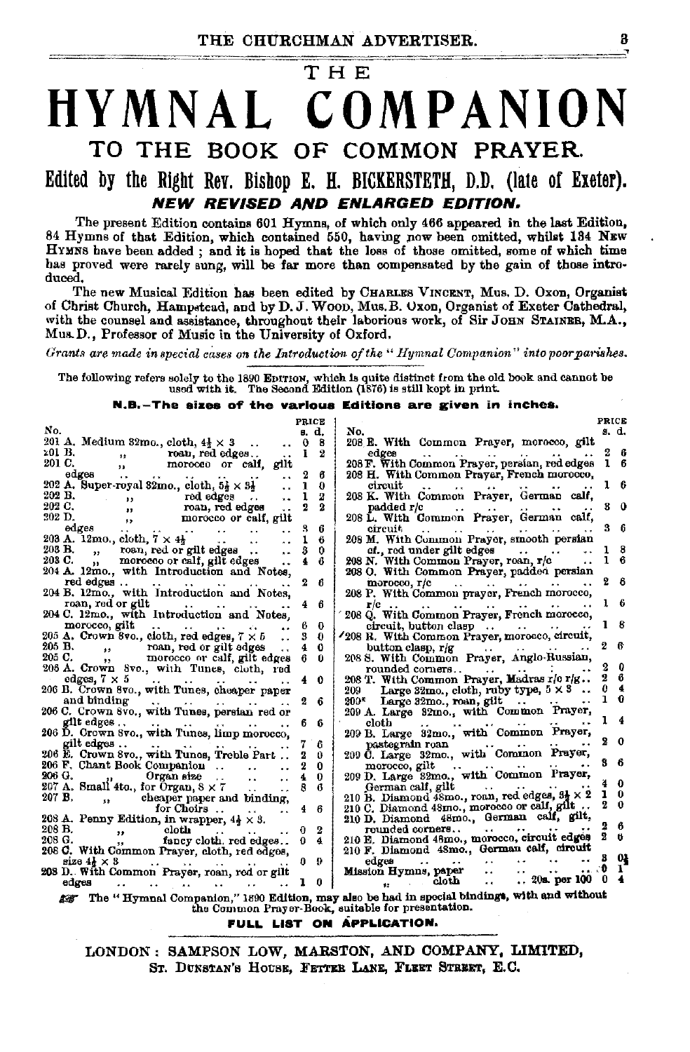# THE HYMNAL COMPANION

## TO THE BOOK OF COMMON PRAYER.

### Edited by the Right Rev. Bishop E. H. BICKERSTETH, D.D. (late of Exeter).

#### *NEW REVISED AND ENLARGED EDITION.*

The present Edition contains 601 Hymns, of which only 466 appeared in the last Edition, 84 Hymns of that Edition, which contained 550, having now been omitted, whilst 134 NEW HYMNS have been added; and it is hoped that the loss of those omitted, some of which time has proved were rarely sung, will be far more than compensated by the gain of those introduced.

The new Musical Edition has been edited by CHARLES VINCENT, Mus. D. Oxon, Organist of Christ Church, Hampstead, and by D. J. WOOD, Mus.B. Oxon, Organist of Exeter Cathedral, with the counsel and assistance, throughout their laborious work, of Sir JOHN STAINER, M.A., Mus.D., Professor of Music in the University of Oxford.

*Grants are made in special cases on the Introduction of the "Hymnal Companion" into poor parishes.*

The following refers solely to the 1890 EDITION, which is quite distinct from the old book and cannot be used with it. The Second Edition (1876) is still kept in print.

**N.B.—The sizes of the various Editions are given in inches.**

| No. | | Price s. | d. |
|---|---|---|---|
| 201 A. | Medium 32mo., cloth, 4½ × 3 | 0 | 8 |
| 201 B. | " roan, red edges | 1 | 2 |
| 201 C. | " morocco or calf, gilt edges | 2 | 6 |
| 202 A. | Super-royal 32mo., cloth, 5½ × 3½ | 1 | 0 |
| 202 B. | " red edges | 1 | 2 |
| 202 C. | " roan, red edges | 2 | 2 |
| 202 D. | " morocco or calf, gilt edges | 3 | 6 |
| 203 A. | 12mo., cloth, 7 × 4½ | 1 | 6 |
| 203 B. | " roan, red or gilt edges | 3 | 0 |
| 203 C. | " morocco or calf, gilt edges | 4 | 6 |
| 204 A. | 12mo., with Introduction and Notes, red edges | 2 | 6 |
| 204 B. | 12mo., with Introduction and Notes, roan, red or gilt | 4 | 6 |
| 204 C. | 12mo., with Introduction and Notes, morocco, gilt | 6 | 0 |
| 205 A. | Crown 8vo., cloth, red edges, 7 × 5 | 3 | 0 |
| 205 B. | " roan, red or gilt edges | 4 | 0 |
| 205 C. | " morocco or calf, gilt edges | 6 | 0 |
| 206 A. | Crown 8vo., with Tunes, cloth, red edges, 7 × 5 | 4 | 0 |
| 206 B. | Crown 8vo., with Tunes, cheaper paper and binding | 2 | 6 |
| 206 C. | Crown 8vo., with Tunes, persian red or gilt edges | 6 | 6 |
| 206 D. | Crown 8vo., with Tunes, limp morocco, gilt edges | 7 | 6 |
| 206 E. | Crown 8vo., with Tunes, Treble Part | 2 | 0 |
| 206 F. | Chant Book Companion | 2 | 0 |
| 206 G. | " Organ size | 4 | 0 |
| 207 A. | Small 4to., for Organ, 8 × 7 | 8 | 6 |
| 207 B. | " cheaper paper and binding, for Choirs | 4 | 6 |
| 208 A. | Penny Edition, in wrapper, 4½ × 3. | | |
| 208 B. | " cloth | 0 | 2 |
| 208 G. | " fancy cloth, red edges | 0 | 4 |
| 208 C. | With Common Prayer, cloth, red edges, size 4½ × 3 | 0 | 9 |
| 208 D. | With Common Prayer, roan, red or gilt edges | 1 | 0 |
| 208 E. | With Common Prayer, morocco, gilt edges | 2 | 6 |
| 208 F. | With Common Prayer, persian, red edges | 1 | 6 |
| 208 H. | With Common Prayer, French morocco, circuit | 1 | 6 |
| 208 K. | With Common Prayer, German calf, padded r/c | 3 | 0 |
| 208 L. | With Common Prayer, German calf, circuit | 3 | 6 |
| 208 M. | With Common Prayer, smooth persian cf., red under gilt edges | 1 | 8 |
| 208 N. | With Common Prayer, roan, r/c | 1 | 6 |
| 208 O. | With Common Prayer, padded persian morocco, r/c | 2 | 6 |
| 208 P. | With Common prayer, French morocco, r/c | 1 | 6 |
| 208 Q. | With Common Prayer, French morocco, circuit, button clasp | 1 | 8 |
| 208 R. | With Common Prayer, morocco, circuit, button clasp, r/g | 2 | 6 |
| 208 S. | With Common Prayer, Anglo-Russian, rounded corners | 2 | 0 |
| 208 T. | With Common Prayer, Madras r/c r/g | 2 | 6 |
| 209 | Large 32mo., cloth, ruby type, 5 × 3 | 0 | 4 |
| 209* | Large 32mo., roan, gilt | 1 | 0 |
| 209 A. | Large 32mo., with Common Prayer, cloth | 1 | 4 |
| 209 B. | Large 32mo., with Common Prayer, pastegrain roan | 2 | 0 |
| 209 C. | Large 32mo., with Common Prayer, morocco, gilt | 3 | 6 |
| 209 D. | Large 32mo., with Common Prayer, German calf, gilt | 4 | 0 |
| 210 B. | Diamond 48mo., roan, red edges, 3½ × 2 | 1 | 0 |
| 210 C. | Diamond 48mo., morocco or calf, gilt | 2 | 0 |
| 210 D. | Diamond 48mo., German calf, gilt, rounded corners | 2 | 6 |
| 210 E. | Diamond 48mo., morocco, circuit edges | 2 | 6 |
| 210 F. | Diamond 48mo., German calf, circuit edges | 3 | 0½ |
| | Mission Hymns, paper | 0 | 1 |
| | " cloth .. 20s. per 100 | 0 | 4 |

☞ The "Hymnal Companion," 1890 Edition, may also be had in special bindings, with and without the Common Prayer-Book, suitable for presentation.

**FULL LIST ON APPLICATION.**

LONDON: SAMPSON LOW, MARSTON, AND COMPANY, LIMITED,
ST. DUNSTAN'S HOUSE, FETTER LANE, FLEET STREET, E.C.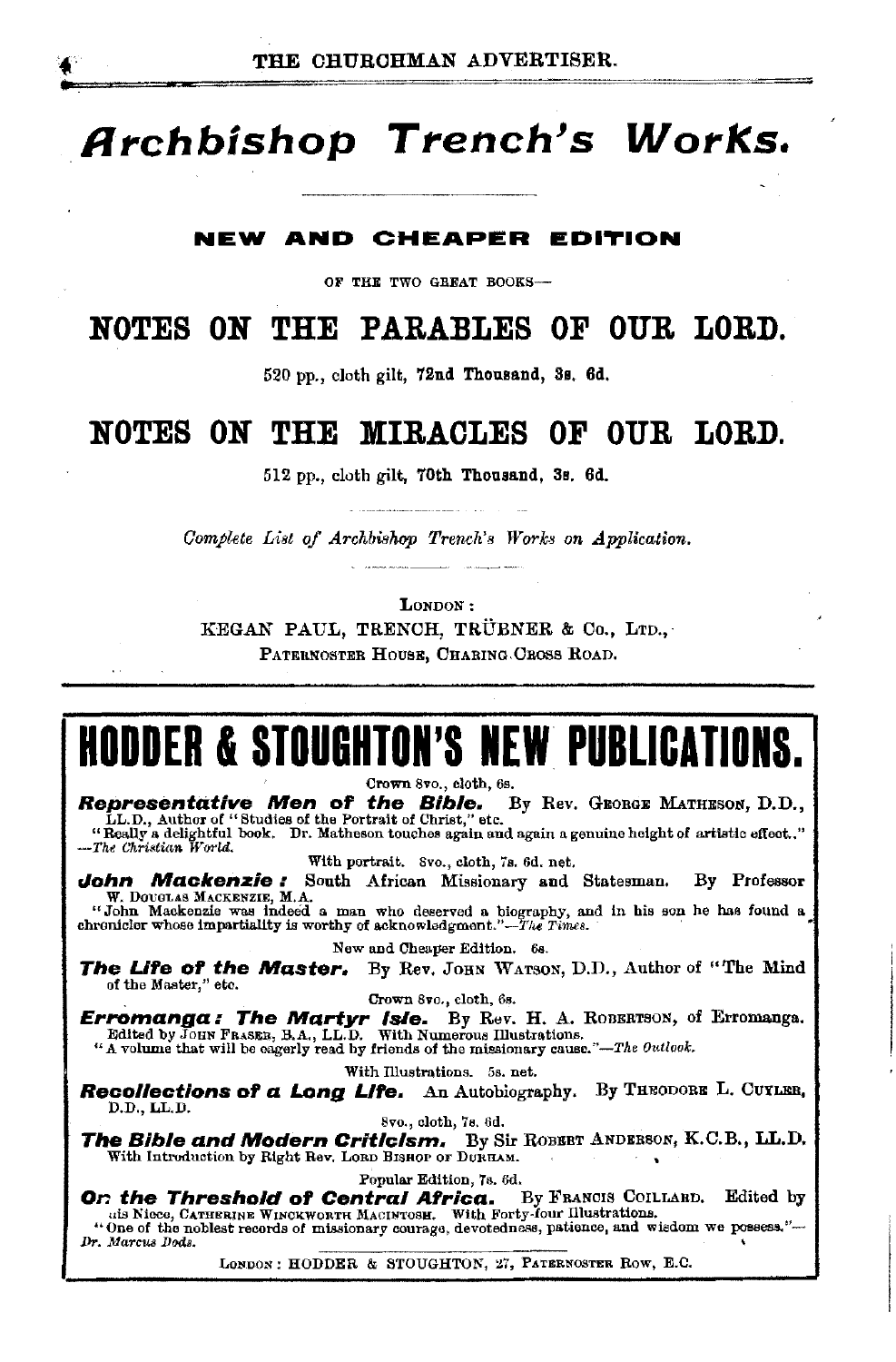# Archbishop Trench's Works.

**NEW AND CHEAPER EDITION**

OF THE TWO GREAT BOOKS—

## NOTES ON THE PARABLES OF OUR LORD.

520 pp., cloth gilt, **72nd Thousand, 3s. 6d.**

## NOTES ON THE MIRACLES OF OUR LORD.

512 pp., cloth gilt, **70th Thousand, 3s. 6d.**

*Complete List of Archbishop Trench's Works on Application.*

LONDON:
KEGAN PAUL, TRENCH, TRÜBNER & CO., LTD.,
PATERNOSTER HOUSE, CHARING CROSS ROAD.

---

# HODDER & STOUGHTON'S NEW PUBLICATIONS.

Crown 8vo., cloth, 6s.

***Representative Men of the Bible.*** By Rev. GEORGE MATHESON, D.D., LL.D., Author of "Studies of the Portrait of Christ," etc.
"Really a delightful book. Dr. Matheson touches again and again a genuine height of artistic effect."—*The Christian World.*

With portrait. 8vo., cloth, 7s. 6d. net.

***John Mackenzie:*** South African Missionary and Statesman. By Professor W. DOUGLAS MACKENZIE, M.A.
"John Mackenzie was indeed a man who deserved a biography, and in his son he has found a chronicler whose impartiality is worthy of acknowledgment."—*The Times.*

New and Cheaper Edition. 6s.

***The Life of the Master.*** By Rev. JOHN WATSON, D.D., Author of "The Mind of the Master," etc.

Crown 8vo., cloth, 6s.

***Erromanga: The Martyr Isle.*** By Rev. H. A. ROBERTSON, of Erromanga. Edited by JOHN FRASER, B.A., LL.D. With Numerous Illustrations.
"A volume that will be eagerly read by friends of the missionary cause."—*The Outlook.*

With Illustrations. 5s. net.

***Recollections of a Long Life.*** An Autobiography. By THEODORE L. CUYLER, D.D., LL.D.

8vo., cloth, 7s. 6d.

***The Bible and Modern Criticism.*** By Sir ROBERT ANDERSON, K.C.B., LL.D. With Introduction by Right Rev. LORD BISHOP OF DURHAM.

Popular Edition, 7s. 6d.

***On the Threshold of Central Africa.*** By FRANCIS COILLARD. Edited by his Niece, CATHERINE WINCKWORTH MACINTOSH. With Forty-four Illustrations.
"One of the noblest records of missionary courage, devotedness, patience, and wisdom we possess."—*Dr. Marcus Dods.*

LONDON: HODDER & STOUGHTON, 27, PATERNOSTER ROW, E.C.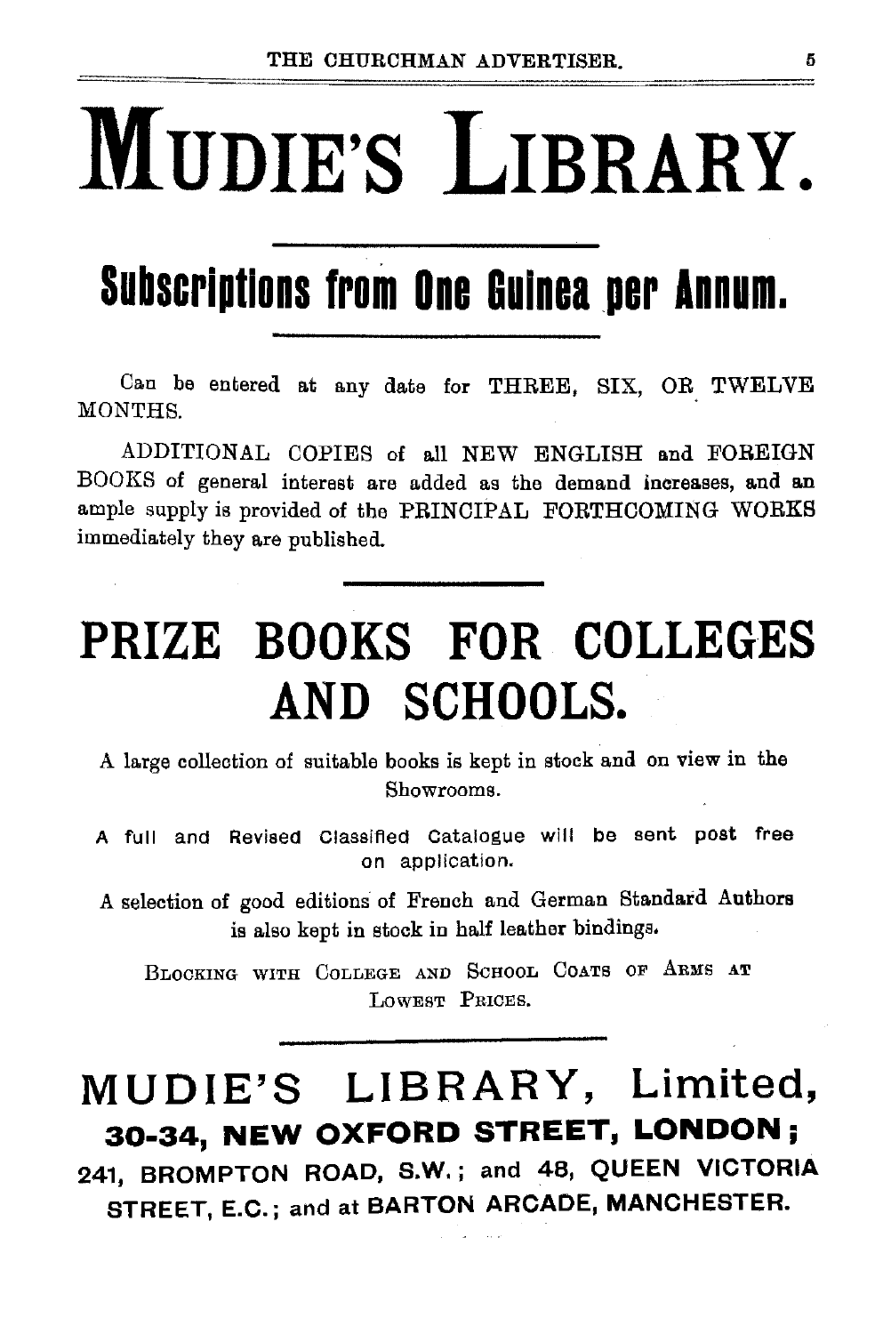# MUDIE'S LIBRARY.

## Subscriptions from One Guinea per Annum.

Can be entered at any date for THREE, SIX, OR TWELVE MONTHS.

ADDITIONAL COPIES of all NEW ENGLISH and FOREIGN BOOKS of general interest are added as the demand increases, and an ample supply is provided of the PRINCIPAL FORTHCOMING WORKS immediately they are published.

## PRIZE BOOKS FOR COLLEGES AND SCHOOLS.

A large collection of suitable books is kept in stock and on view in the Showrooms.

A full and Revised Classified Catalogue will be sent post free on application.

A selection of good editions of French and German Standard Authors is also kept in stock in half leather bindings.

BLOCKING WITH COLLEGE AND SCHOOL COATS OF ARMS AT LOWEST PRICES.

## MUDIE'S LIBRARY, Limited,

**30-34, NEW OXFORD STREET, LONDON;**

241, BROMPTON ROAD, S.W.; and 48, QUEEN VICTORIA STREET, E.C.; and at BARTON ARCADE, MANCHESTER.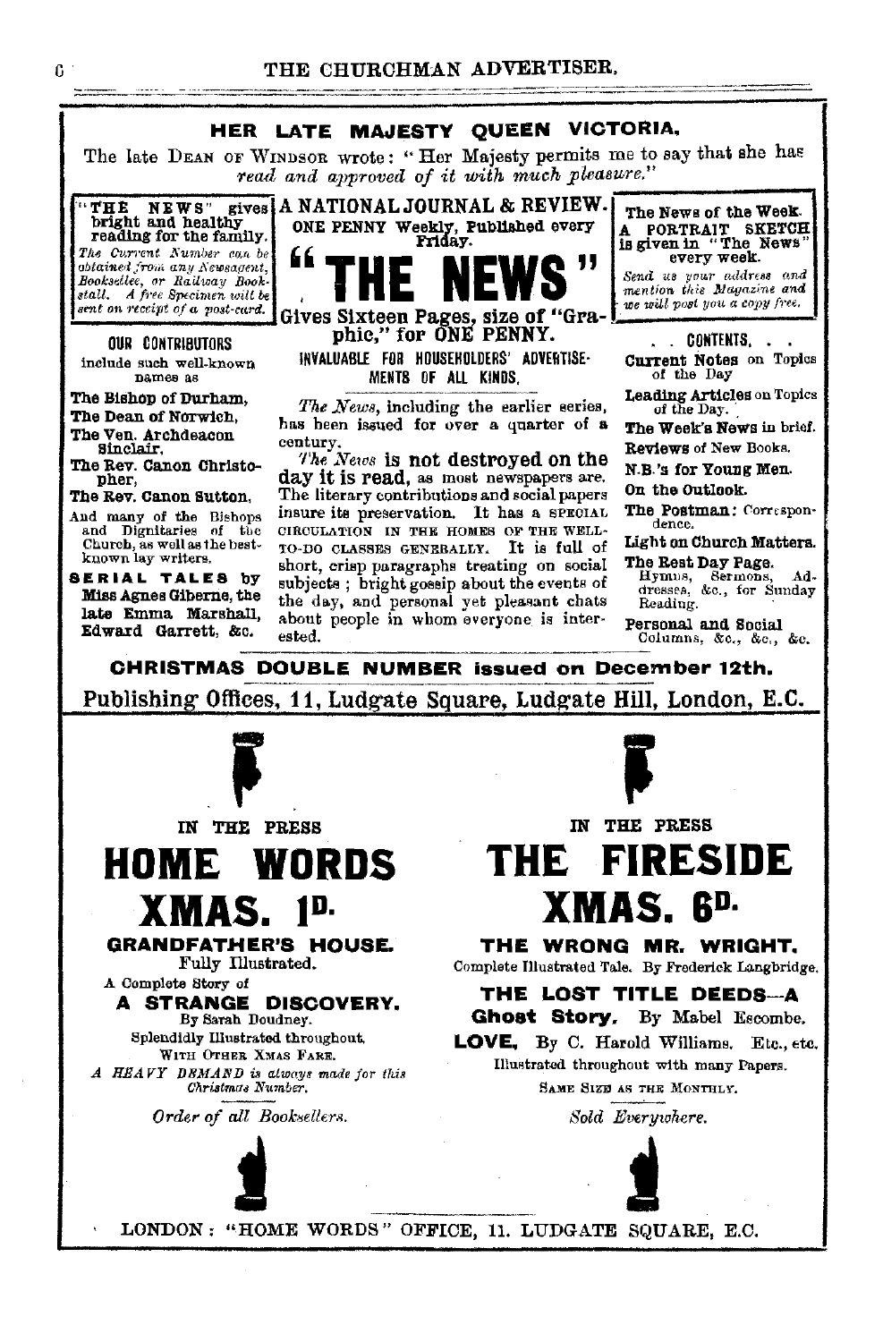## HER LATE MAJESTY QUEEN VICTORIA.

The late DEAN OF WINDSOR wrote: "Her Majesty permits me to say that she has *read and approved of it with much pleasure.*"

**"THE NEWS" gives bright and healthy reading for the family.**
*The Current Number can be obtained from any Newsagent, Bookseller, or Railway Bookstall. A free Specimen will be sent on receipt of a post-card.*

**A NATIONAL JOURNAL & REVIEW.**
ONE PENNY Weekly, Published every Friday.

# "THE NEWS"

**Gives Sixteen Pages, size of "Graphic," for ONE PENNY.**

**The News of the Week.**
**A PORTRAIT SKETCH is given in "The News" every week.**
*Send us your address and mention this Magazine and we will post you a copy free.*

**OUR CONTRIBUTORS**
include such well-known names as

**The Bishop of Durham,**
**The Dean of Norwich,**
**The Ven. Archdeacon Sinclair,**
**The Rev. Canon Christopher,**
**The Rev. Canon Sutton,**
And many of the Bishops and Dignitaries of the Church, as well as the best-known lay writers.
**SERIAL TALES by Miss Agnes Giberne, the late Emma Marshall, Edward Garrett, &c.**

**INVALUABLE FOR HOUSEHOLDERS' ADVERTISEMENTS OF ALL KINDS.**

*The News*, including the earlier series, has been issued for over a quarter of a century.

*The News* **is not destroyed on the day it is read,** as most newspapers are. The literary contributions and social papers insure its preservation. It has a SPECIAL CIRCULATION IN THE HOMES OF THE WELL-TO-DO CLASSES GENERALLY. It is full of short, crisp paragraphs treating on social subjects; bright gossip about the events of the day, and personal yet pleasant chats about people in whom everyone is interested.

**. . CONTENTS. . .**
- **Current Notes** on Topics of the Day
- **Leading Articles** on Topics of the Day.
- **The Week's News** in brief.
- **Reviews** of New Books.
- **N.B.'s for Young Men.**
- **On the Outlook.**
- **The Postman:** Correspondence.
- **Light on Church Matters.**
- **The Rest Day Page.** Hymns, Sermons, Addresses, &c., for Sunday Reading.
- **Personal and Social** Columns, &c., &c., &c.

**CHRISTMAS DOUBLE NUMBER issued on December 12th.**

Publishing Offices, 11, Ludgate Square, Ludgate Hill, London, E.C.

---

IN THE PRESS

# HOME WORDS XMAS. 1D.

**GRANDFATHER'S HOUSE.**
Fully Illustrated.

A Complete Story of
**A STRANGE DISCOVERY.**
By Sarah Doudney.

Splendidly Illustrated throughout.
WITH OTHER XMAS FARE.

*A HEAVY DEMAND is always made for this Christmas Number.*

*Order of all Booksellers.*

IN THE PRESS

# THE FIRESIDE XMAS. 6D.

**THE WRONG MR. WRIGHT.**
Complete Illustrated Tale. By Frederick Langbridge.

**THE LOST TITLE DEEDS—A Ghost Story.** By Mabel Escombe.

**LOVE.** By C. Harold Williams. Etc., etc.

Illustrated throughout with many Papers.

SAME SIZE AS THE MONTHLY.

*Sold Everywhere.*

LONDON: "HOME WORDS" OFFICE, 11. LUDGATE SQUARE, E.C.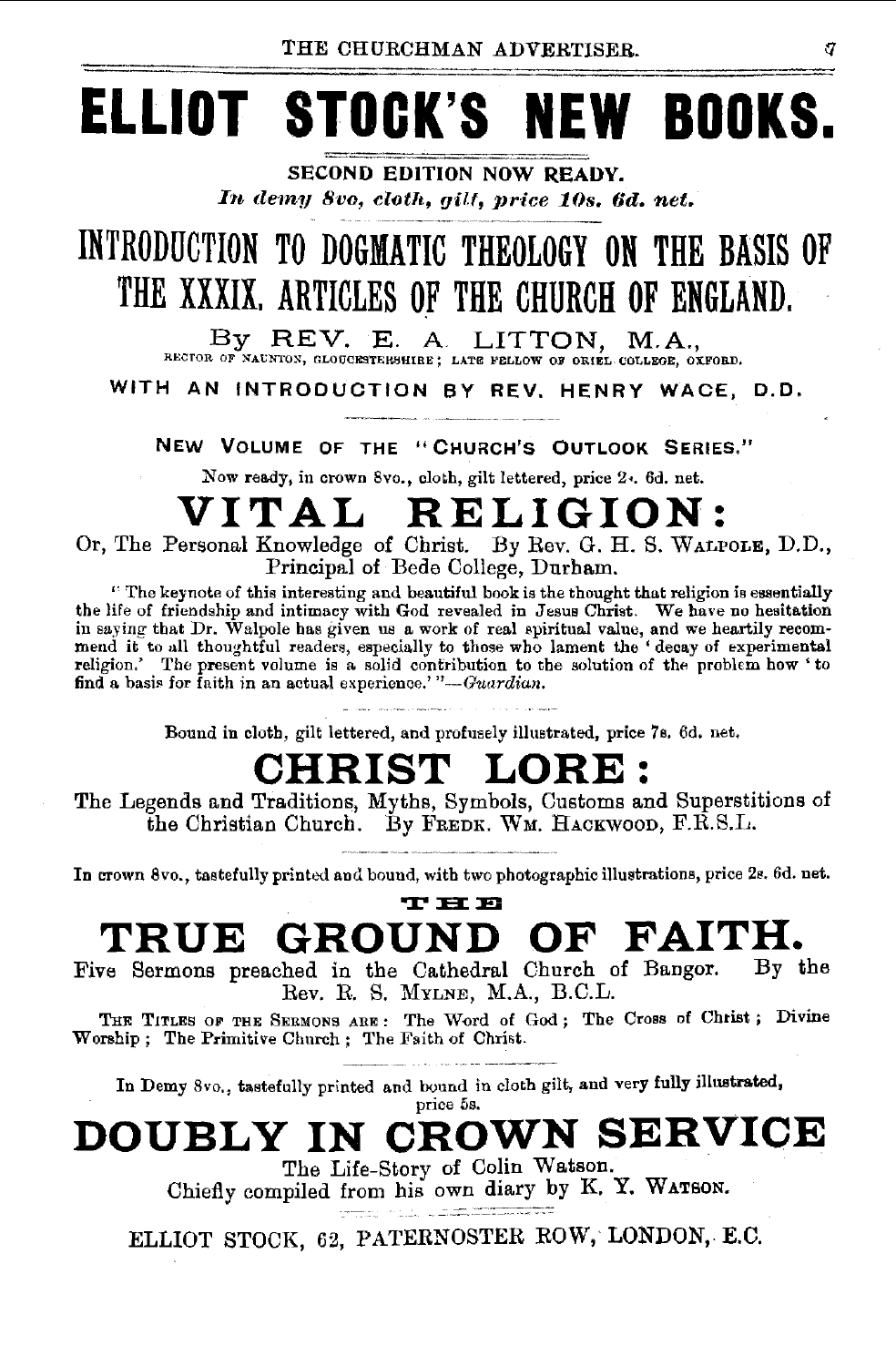# ELLIOT STOCK'S NEW BOOKS.

**SECOND EDITION NOW READY.**

*In demy 8vo, cloth, gilt, price 10s. 6d. net.*

## INTRODUCTION TO DOGMATIC THEOLOGY ON THE BASIS OF THE XXXIX. ARTICLES OF THE CHURCH OF ENGLAND.

By REV. E. A. LITTON, M.A.,

RECTOR OF NAUNTON, GLOUCESTERSHIRE; LATE FELLOW OF ORIEL COLLEGE, OXFORD.

WITH AN INTRODUCTION BY REV. HENRY WACE, D.D.

---

NEW VOLUME OF THE "CHURCH'S OUTLOOK SERIES."

Now ready, in crown 8vo., cloth, gilt lettered, price 2s. 6d. net.

## VITAL RELIGION:

Or, The Personal Knowledge of Christ. By Rev. G. H. S. WALPOLE, D.D., Principal of Bede College, Durham.

"The keynote of this interesting and beautiful book is the thought that religion is essentially the life of friendship and intimacy with God revealed in Jesus Christ. We have no hesitation in saying that Dr. Walpole has given us a work of real spiritual value, and we heartily recommend it to all thoughtful readers, especially to those who lament the 'decay of experimental religion.' The present volume is a solid contribution to the solution of the problem how 'to find a basis for faith in an actual experience.'"—*Guardian.*

---

Bound in cloth, gilt lettered, and profusely illustrated, price 7s. 6d. net.

## CHRIST LORE:

The Legends and Traditions, Myths, Symbols, Customs and Superstitions of the Christian Church. By FREDK. WM. HACKWOOD, F.R.S.L.

---

In crown 8vo., tastefully printed and bound, with two photographic illustrations, price 2s. 6d. net.

## THE TRUE GROUND OF FAITH.

Five Sermons preached in the Cathedral Church of Bangor. By the Rev. R. S. MYLNE, M.A., B.C.L.

THE TITLES OF THE SERMONS ARE: The Word of God; The Cross of Christ; Divine Worship; The Primitive Church; The Faith of Christ.

---

In Demy 8vo., tastefully printed and bound in cloth gilt, and very fully illustrated, price 5s.

## DOUBLY IN CROWN SERVICE

The Life-Story of Colin Watson.

Chiefly compiled from his own diary by K. Y. WATSON.

---

ELLIOT STOCK, 62, PATERNOSTER ROW, LONDON, E.C.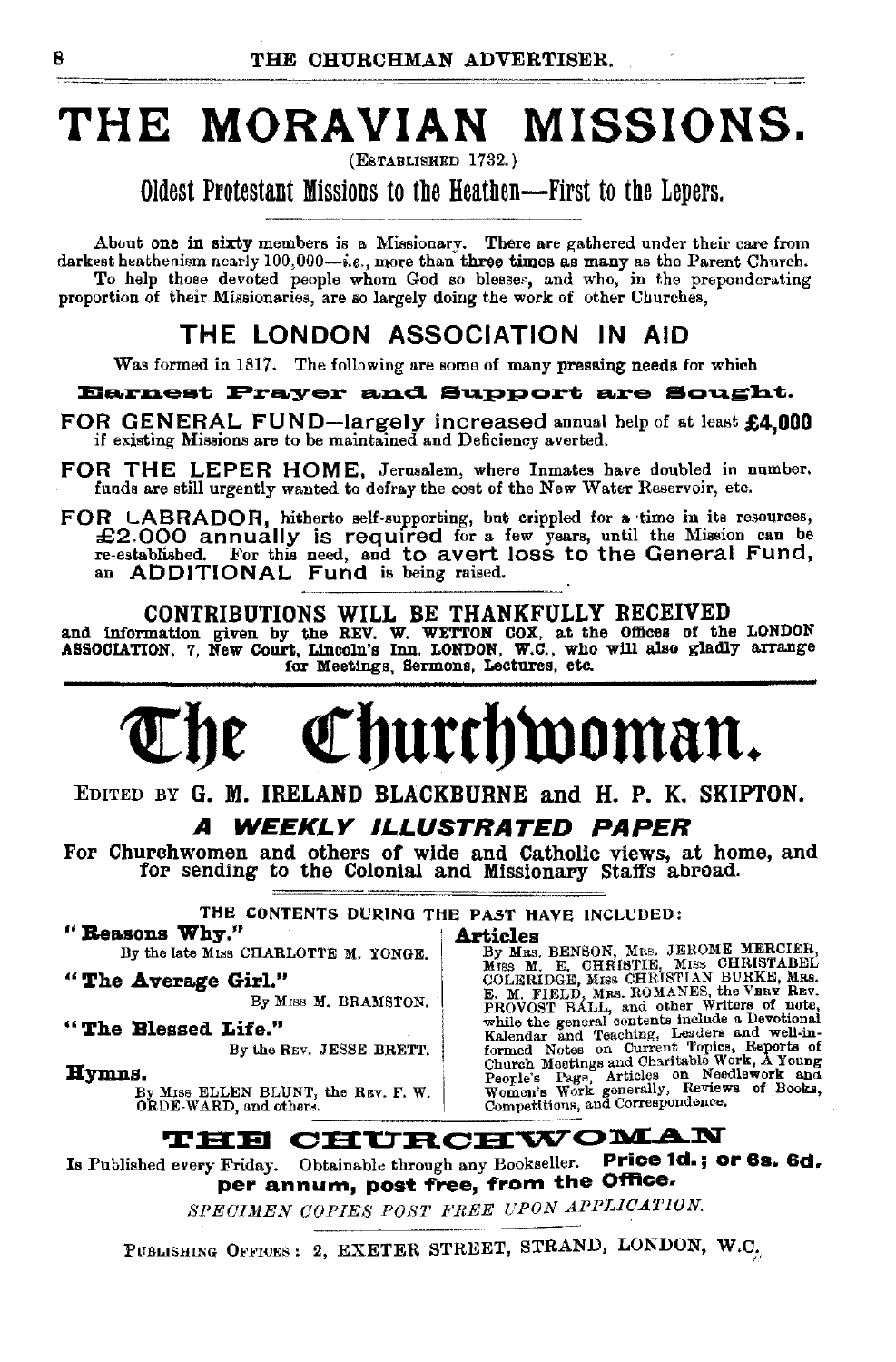# THE MORAVIAN MISSIONS.

(ESTABLISHED 1732.)

## Oldest Protestant Missions to the Heathen—First to the Lepers.

About **one in sixty** members is a Missionary. There are gathered under their care from darkest heathenism nearly 100,000—*i.e.*, more than **three times** as many as the Parent Church.

To help those devoted people whom God so blesses, and who, in the preponderating proportion of their Missionaries, are so largely doing the work of other Churches,

## THE LONDON ASSOCIATION IN AID

Was formed in 1817. The following are some of many pressing needs for which

**Earnest Prayer and Support are Sought.**

**FOR GENERAL FUND—largely increased** annual help of at least **£4,000** if existing Missions are to be maintained and Deficiency averted.

**FOR THE LEPER HOME,** Jerusalem, where Inmates have doubled in number, funds are still urgently wanted to defray the cost of the New Water Reservoir, etc.

**FOR LABRADOR,** hitherto self-supporting, but crippled for a time in its resources, **£2,000 annually is required** for a few years, until the Mission can be re-established. For this need, and **to avert loss to the General Fund,** an **ADDITIONAL Fund** is being raised.

**CONTRIBUTIONS WILL BE THANKFULLY RECEIVED**

**and information given by the REV. W. WETTON COX, at the Offices of the LONDON ASSOCIATION, 7, New Court, Lincoln's Inn, LONDON, W.C., who will also gladly arrange for Meetings, Sermons, Lectures, etc.**

---

# The Churchwoman.

EDITED BY **G. M. IRELAND BLACKBURNE and H. P. K. SKIPTON.**

### *A WEEKLY ILLUSTRATED PAPER*

**For Churchwomen and others of wide and Catholic views, at home, and for sending to the Colonial and Missionary Staffs abroad.**

THE CONTENTS DURING THE PAST HAVE INCLUDED:

**"Reasons Why."**
By the late MISS CHARLOTTE M. YONGE.

**"The Average Girl."**
By MISS M. BRAMSTON.

**"The Blessed Life."**
By the REV. JESSE BRETT.

**Hymns.**
By MISS ELLEN BLUNT, the REV. F. W. ORDE-WARD, and others.

**Articles**
By MRS. BENSON, MRS. JEROME MERCIER, MISS M. E. CHRISTIE, MISS CHRISTABEL COLERIDGE, MISS CHRISTIAN BURKE, MRS. E. M. FIELD, MRS. ROMANES, the VERY REV. PROVOST BALL, and other Writers of note, while the general contents include a Devotional Kalendar and Teaching, Leaders and well-informed Notes on Current Topics, Reports of Church Meetings and Charitable Work, A Young People's Page, Articles on Needlework and Women's Work generally, Reviews of Books, Competitions, and Correspondence.

**THE CHURCHWOMAN**

Is Published every Friday. Obtainable through any Bookseller. **Price 1d.; or 6s. 6d. per annum, post free, from the Office.**

*SPECIMEN COPIES POST FREE UPON APPLICATION.*

PUBLISHING OFFICES: 2, EXETER STREET, STRAND, LONDON, W.C.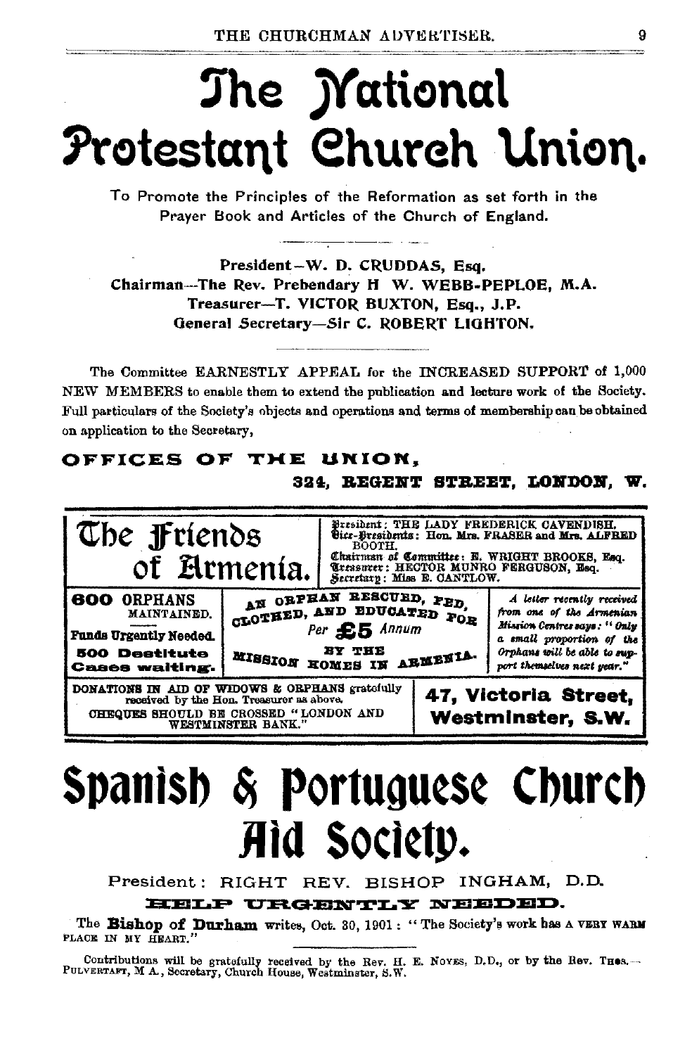# The National Protestant Church Union.

To Promote the Principles of the Reformation as set forth in the Prayer Book and Articles of the Church of England.

President—W. D. CRUDDAS, Esq.
Chairman—The Rev. Prebendary H W. WEBB-PEPLOE, M.A.
Treasurer—T. VICTOR BUXTON, Esq., J.P.
General Secretary—Sir C. ROBERT LIGHTON.

The Committee EARNESTLY APPEAL for the INCREASED SUPPORT of 1,000 NEW MEMBERS to enable them to extend the publication and lecture work of the Society. Full particulars of the Society's objects and operations and terms of membership can be obtained on application to the Secretary,

**OFFICES OF THE UNION,**
**324, REGENT STREET, LONDON, W.**

# The Friends of Armenia.

President: THE LADY FREDERICK CAVENDISH.
Vice-Presidents: Hon. Mrs. FRASER and Mrs. ALFRED BOOTH.
Chairman of Committee: E. WRIGHT BROOKS, Esq.
Treasurer: HECTOR MUNRO FERGUSON, Esq.
Secretary: Miss E. CANTLOW.

**600 ORPHANS** MAINTAINED.
**Funds Urgently Needed.**
**500 Destitute Cases waiting.**

AN ORPHAN RESCUED, FED, CLOTHED, AND EDUCATED FOR
*Per* **£5** *Annum*
BY THE MISSION HOMES IN ARMENIA.

*A letter recently received from one of the Armenian Mission Centres says: "Only a small proportion of the Orphans will be able to support themselves next year."*

DONATIONS IN AID OF WIDOWS & ORPHANS gratefully received by the Hon. Treasurer as above.
CHEQUES SHOULD BE CROSSED "LONDON AND WESTMINSTER BANK."

**47, Victoria Street, Westminster, S.W.**

# Spanish & Portuguese Church Aid Society.

President: RIGHT REV. BISHOP INGHAM, D.D.

**HELP URGENTLY NEEDED.**

The **Bishop of Durham** writes, Oct. 30, 1901: "The Society's work has A VERY WARM PLACE IN MY HEART."

Contributions will be gratefully received by the Rev. H. E. NOYES, D.D., or by the Rev. THOS. PULVERTAFT, M A., Secretary, Church House, Westminster, S.W.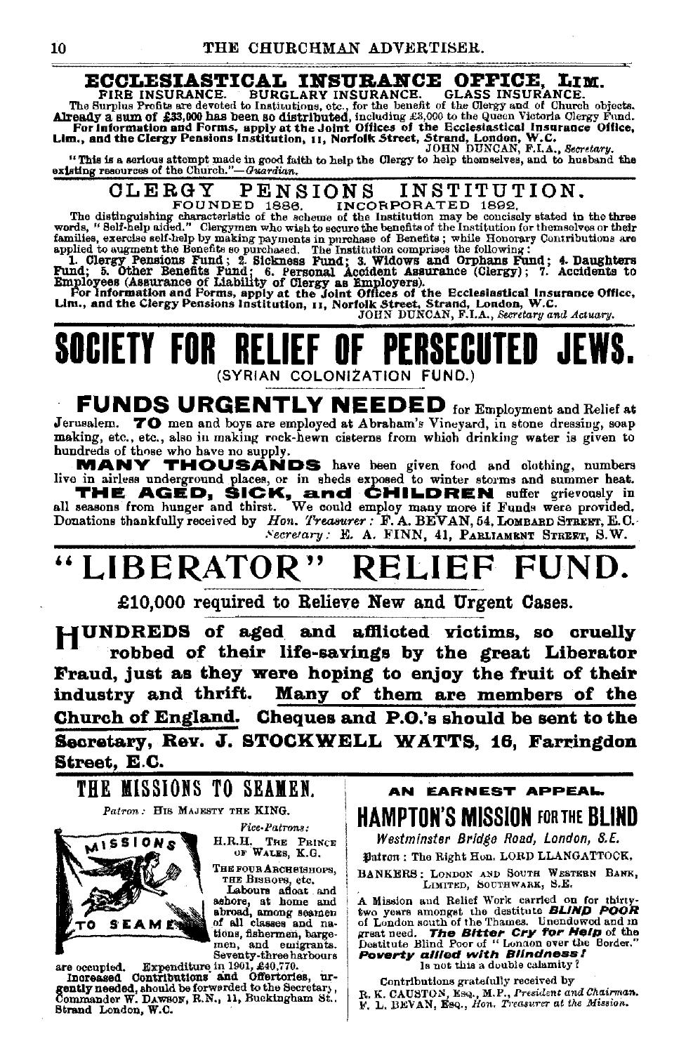# ECCLESIASTICAL INSURANCE OFFICE, LIM.

FIRE INSURANCE. BURGLARY INSURANCE. GLASS INSURANCE.

The Surplus Profits are devoted to Institutions, etc., for the benefit of the Clergy and of Church objects. **Already a sum of £33,000 has been so distributed**, including £3,000 to the Queen Victoria Clergy Fund. **For information and Forms, apply at the Joint Offices of the Ecclesiastical Insurance Office, Lim., and the Clergy Pensions Institution, 11, Norfolk Street, Strand, London, W.C.**

JOHN DUNCAN, F.I.A., *Secretary*.

"This is a serious attempt made in good faith to help the Clergy to help themselves, and to husband the existing resources of the Church."—*Guardian*.

# CLERGY PENSIONS INSTITUTION.

FOUNDED 1886. INCORPORATED 1892.

The distinguishing characteristic of the scheme of the Institution may be concisely stated in the three words, "Self-help aided." Clergymen who wish to secure the benefits of the Institution for themselves or their families, exercise self-help by making payments in purchase of Benefits; while Honorary Contributions are applied to augment the Benefits so purchased. The Institution comprises the following:

**1. Clergy Pensions Fund; 2. Sickness Fund; 3. Widows and Orphans Fund; 4. Daughters Fund; 5. Other Benefits Fund; 6. Personal Accident Assurance (Clergy); 7. Accidents to Employees (Assurance of Liability of Clergy as Employers).**

**For information and Forms, apply at the Joint Offices of the Ecclesiastical Insurance Office, Lim., and the Clergy Pensions Institution, 11, Norfolk Street, Strand, London, W.C.**

JOHN DUNCAN, F.I.A., *Secretary and Actuary*.

# SOCIETY FOR RELIEF OF PERSECUTED JEWS.

(SYRIAN COLONIZATION FUND.)

**FUNDS URGENTLY NEEDED** for Employment and Relief at Jerusalem. **70** men and boys are employed at Abraham's Vineyard, in stone dressing, soap making, etc., etc., also in making rock-hewn cisterns from which drinking water is given to hundreds of those who have no supply.

**MANY THOUSANDS** have been given food and clothing, numbers live in airless underground places, or in sheds exposed to winter storms and summer heat.

**THE AGED, SICK, and CHILDREN** suffer grievously in all seasons from hunger and thirst. We could employ many more if Funds were provided. Donations thankfully received by *Hon. Treasurer*: F. A. BEVAN, 54, LOMBARD STREET, E.C. *Secretary*: E. A. FINN, 41, PARLIAMENT STREET, S.W.

# "LIBERATOR" RELIEF FUND.

**£10,000 required to Relieve New and Urgent Cases.**

**HUNDREDS of aged and afflicted victims, so cruelly robbed of their life-savings by the great Liberator Fraud, just as they were hoping to enjoy the fruit of their industry and thrift. Many of them are members of the Church of England. Cheques and P.O.'s should be sent to the Secretary, Rev. J. STOCKWELL WATTS, 16, Farringdon Street, E.C.**

# THE MISSIONS TO SEAMEN.

*Patron*: HIS MAJESTY THE KING.

*Vice-Patrons*: H.R.H. THE PRINCE OF WALES, K.G. THE FOUR ARCHBISHOPS, THE BISHOPS, etc.

Labours afloat and ashore, at home and abroad, among seamen of all classes and nations, fishermen, bargemen, and emigrants. Seventy-three harbours are occupied. Expenditure in 1901, £40,770.

Increased Contributions and Offertories, urgently needed, should be forwarded to the Secretary, Commander W. DAWSON, R.N., 11, Buckingham St., Strand London, W.C.

## AN EARNEST APPEAL.

# HAMPTON'S MISSION FOR THE BLIND

*Westminster Bridge Road, London, S.E.*

Patron: The Right Hon. LORD LLANGATTOCK.

BANKERS: LONDON AND SOUTH WESTERN BANK, LIMITED, SOUTHWARK, S.E.

A Mission and Relief Work carried on for thirty-two years amongst the destitute ***BLIND POOR*** of London south of the Thames. Unendowed and in great need. ***The Bitter Cry for Help*** of the Destitute Blind Poor of "London over the Border." ***Poverty allied with Blindness!*** Is not this a double calamity?

Contributions gratefully received by R. K. CAUSTON, ESQ., M.P., *President and Chairman*. F. L. BEVAN, ESQ., *Hon. Treasurer at the Mission*.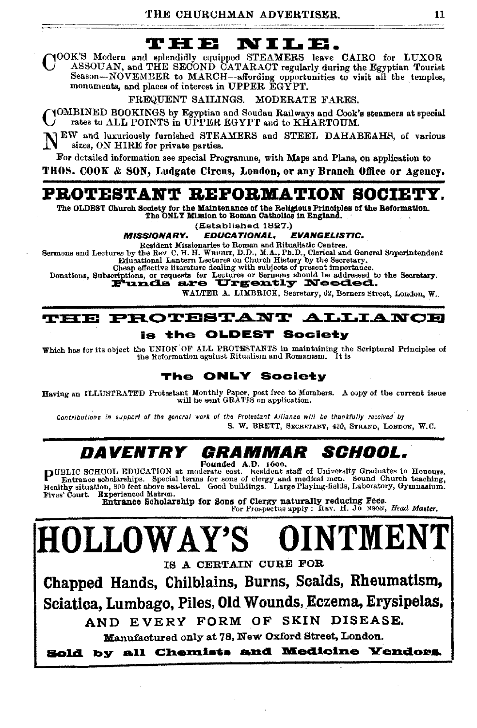# THE NILE.

COOK'S Modern and splendidly equipped STEAMERS leave CAIRO for LUXOR ASSOUAN, and THE SECOND CATARACT regularly during the Egyptian Tourist Season—NOVEMBER to MARCH—affording opportunities to visit all the temples, monuments, and places of interest in UPPER EGYPT.

FREQUENT SAILINGS. MODERATE FARES.

COMBINED BOOKINGS by Egyptian and Soudan Railways and Cook's steamers at special rates to ALL POINTS in UPPER EGYPT and to KHARTOUM.

NEW and luxuriously furnished STEAMERS and STEEL DAHABEAHS, of various sizes, ON HIRE for private parties.

For detailed information see special Programme, with Maps and Plans, on application to

**THOS. COOK & SON, Ludgate Circus, London, or any Branch Office or Agency.**

---

# PROTESTANT REFORMATION SOCIETY.

**The OLDEST Church Society for the Maintenance of the Religious Principles of the Reformation. The ONLY Mission to Roman Catholics in England.**

(Established 1827.)

***MISSIONARY. EDUCATIONAL. EVANGELISTIC.***

Resident Missionaries to Roman and Ritualistic Centres.
Sermons and Lectures by the Rev. C. H. H. Wright, D.D., M.A., Ph.D., Clerical and General Superintendent
Educational Lantern Lectures on Church History by the Secretary.
Cheap effective literature dealing with subjects of present importance.
Donations, Subscriptions, or requests for Lectures or Sermons should be addressed to the Secretary.

**Funds are Urgently Needed.**

WALTER A. LIMBRICK, Secretary, 62, Berners Street, London, W.

---

# THE PROTESTANT ALLIANCE

**is the OLDEST Society**

Which has for its object the UNION OF ALL PROTESTANTS in maintaining the Scriptural Principles of the Reformation against Ritualism and Romanism. It is

**The ONLY Society**

Having an ILLUSTRATED Protestant Monthly Paper, post free to Members. A copy of the current issue will be sent GRATIS on application.

*Contributions in support of the general work of the Protestant Alliance will be thankfully received by*

S. W. BRETT, Secretary, 430, Strand, London, W.C.

---

# *DAVENTRY GRAMMAR SCHOOL.*

**Founded A.D. 1600.**

PUBLIC SCHOOL EDUCATION at moderate cost. Resident staff of University Graduates in Honours. Entrance scholarships. Special terms for sons of clergy and medical men. Sound Church teaching, Healthy situation, 800 feet above sea-level. Good buildings. Large Playing-fields, Laboratory, Gymnasium. Fives' Court. Experienced Matron.

**Entrance Scholarship for Sons of Clergy naturally reducing Fees.**

For Prospectus apply: Rev. H. Jo nson, *Head Master.*

---

# HOLLOWAY'S OINTMENT

IS A CERTAIN CURE FOR

**Chapped Hands, Chilblains, Burns, Scalds, Rheumatism, Sciatica, Lumbago, Piles, Old Wounds, Eczema, Erysipelas,**

AND EVERY FORM OF SKIN DISEASE.

**Manufactured only at 78, New Oxford Street, London.**

**Sold by all Chemists and Medicine Vendors.**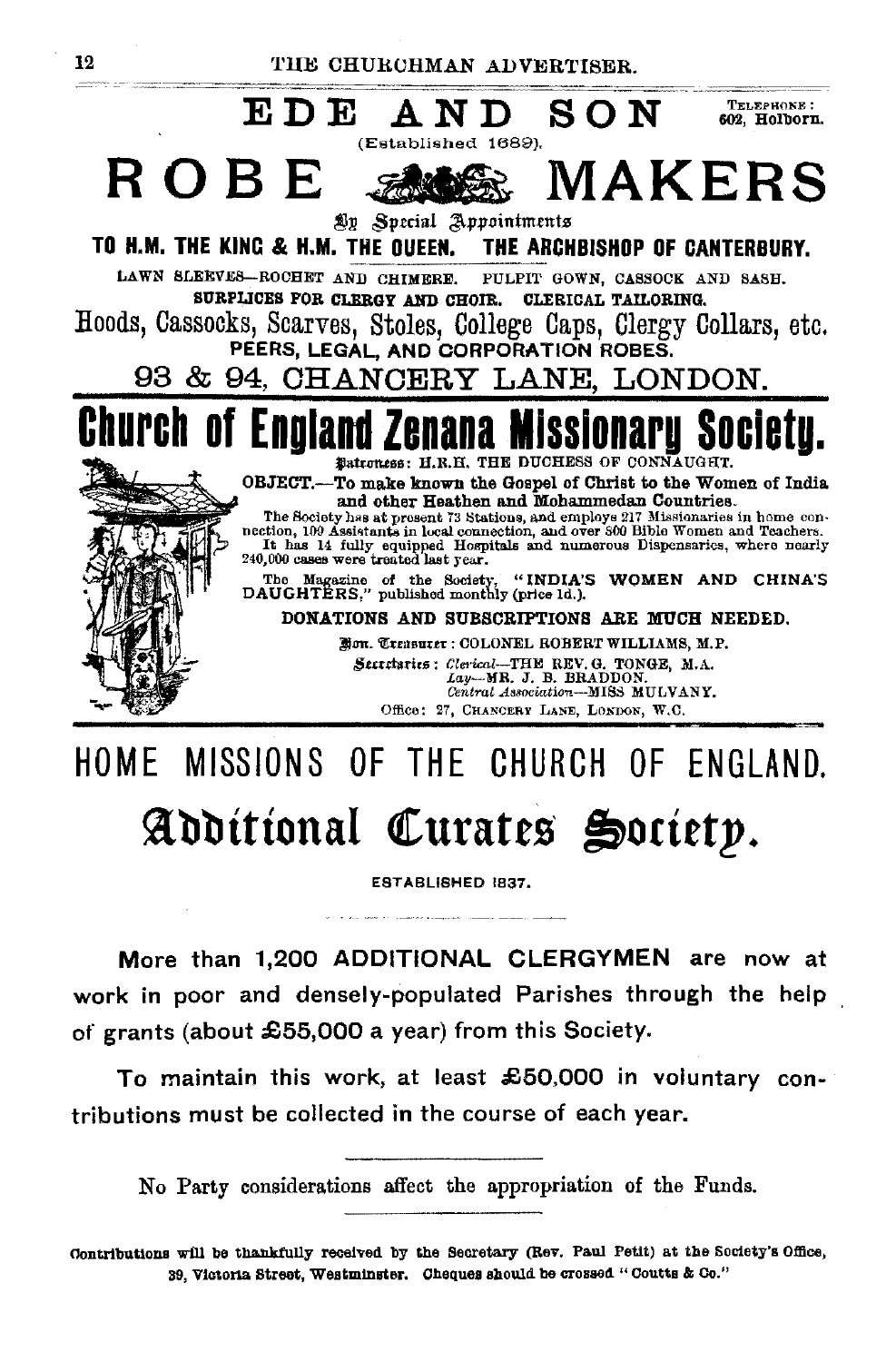# EDE AND SON

TELEPHONE: 602, Holborn.

(Established 1689).

## ROBE MAKERS

By Special Appointments

**TO H.M. THE KING & H.M. THE QUEEN. THE ARCHBISHOP OF CANTERBURY.**

LAWN SLEEVES—ROCHET AND CHIMERE. PULPIT GOWN, CASSOCK AND SASH.
SURPLICES FOR CLERGY AND CHOIR. CLERICAL TAILORING.

Hoods, Cassocks, Scarves, Stoles, College Caps, Clergy Collars, etc.

PEERS, LEGAL, AND CORPORATION ROBES.

93 & 94, CHANCERY LANE, LONDON.

# Church of England Zenana Missionary Society.

Patroness: H.R.H. THE DUCHESS OF CONNAUGHT.

**OBJECT.**—To make known the Gospel of Christ to the Women of India and other Heathen and Mohammedan Countries.

The Society has at present 73 Stations, and employs 217 Missionaries in home connection, 109 Assistants in local connection, and over 800 Bible Women and Teachers. It has 14 fully equipped Hospitals and numerous Dispensaries, where nearly 240,000 cases were treated last year.

The Magazine of the Society, "INDIA'S WOMEN AND CHINA'S DAUGHTERS," published monthly (price 1d.).

**DONATIONS AND SUBSCRIPTIONS ARE MUCH NEEDED.**

Hon. Treasurer: COLONEL ROBERT WILLIAMS, M.P.

Secretaries: *Clerical*—THE REV. G. TONGE, M.A.
*Lay*—MR. J. B. BRADDON.
*Central Association*—MISS MULVANY.

Office: 27, CHANCERY LANE, LONDON, W.C.

# HOME MISSIONS OF THE CHURCH OF ENGLAND.

# Additional Curates Society.

ESTABLISHED 1837.

More than 1,200 **ADDITIONAL CLERGYMEN** are now at work in poor and densely-populated Parishes through the help of grants (about £55,000 a year) from this Society.

To maintain this work, at least £50,000 in voluntary contributions must be collected in the course of each year.

No Party considerations affect the appropriation of the Funds.

Contributions will be thankfully received by the Secretary (Rev. Paul Petit) at the Society's Office, 39, Victoria Street, Westminster. Cheques should be crossed "Coutts & Co."